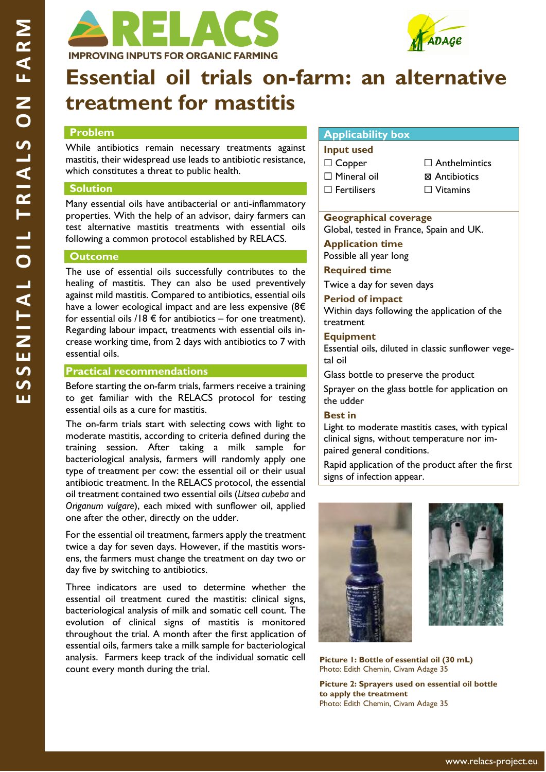# Essential oil trials on-farm: an alternative treatment for mastitis

## Problem

While antibiotics remain necessary treatments against mastitis, their widespread use leads to antibiotic resistance, which constitutes a threat to public health.

## Solution

Many essential oils have antibacterial or anti-inflammatory properties. With the help of an advisor, dairy farmers can test alternative mastitis treatments with essential oils following a common protocol established by RELACS.

## Outcome

The use of essential oils successfully contributes to the healing of mastitis. They can also be used preventively against mild mastitis. Compared to antibiotics, essential oils have a lower ecological impact and are less expensive (8€ for essential oils /18 € for antibiotics – for one treatment). Regarding labour impact, treatments with essential oils increase working time, from 2 days with antibiotics to 7 with essential oils.

## Practical recommendations

Before starting the on-farm trials, farmers receive a training to get familiar with the RELACS protocol for testing essential oils as a cure for mastitis.

The on-farm trials start with selecting cows with light to moderate mastitis, according to criteria defined during the training session. After taking a milk sample for bacteriological analysis, farmers will randomly apply one type of treatment per cow: the essential oil or their usual antibiotic treatment. In the RELACS protocol, the essential oil treatment contained two essential oils (*Litsea cubeba* and *Origanum vulgare*), each mixed with sunflower oil, applied one after the other, directly on the udder.

For the essential oil treatment, farmers apply the treatment twice a day for seven days. However, if the mastitis worsens, the farmers must change the treatment on day two or day five by switching to antibiotics.

Three indicators are used to determine whether the essential oil treatment cured the mastitis: clinical signs, bacteriological analysis of milk and somatic cell count. The evolution of clinical signs of mastitis is monitored throughout the trial. A month after the first application of essential oils, farmers take a milk sample for bacteriological analysis. Farmers keep track of the individual somatic cell count every month during the trial.

## Applicability box

**Input used**

- ☐ Copper
- ☐ Mineral oil
- ☐ Fertilisers
- ☐ Anthelmintics
- ☒ Antibiotics
- ☐ Vitamins

**Geographical coverage**

Global, tested in France, Spain and UK.

**Application time**

Possible all year long

**Required time**

Twice a day for seven days

**Period of impact**

Within days following the application of the treatment

**Equipment**

Essential oils, diluted in classic sunflower vegetal oil

Glass bottle to preserve the product

Sprayer on the glass bottle for application on the udder

**Best in**

Light to moderate mastitis cases, with typical clinical signs, without temperature nor impaired general conditions.

Rapid application of the product after the first signs of infection appear.

**Picture 1: Bottle of essential oil (30 mL)**
Photo: Edith Chemin, Civam Adage 35

**Picture 2: Sprayers used on essential oil bottle to apply the treatment**
Photo: Edith Chemin, Civam Adage 35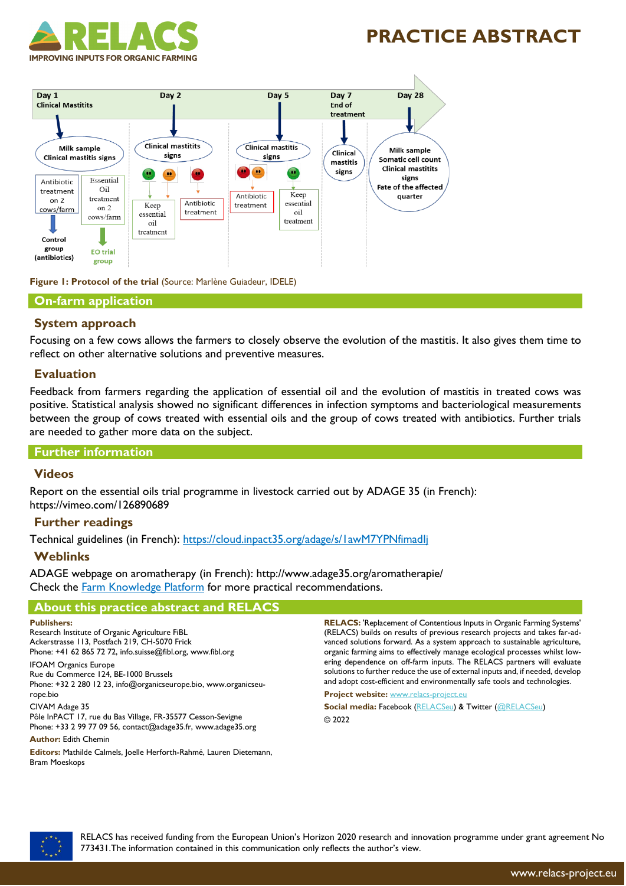# PRACTICE ABSTRACT

Day 1
Clinical Mastitis

Day 2

Day 5

Day 7
End of treatment

Day 28

Milk sample
Clinical mastitis signs

Antibiotic treatment on 2 cows/farm

Essential Oil treatment on 2 cows/farm

Control group (antibiotics)

EO trial group

Clinical mastitis signs

Keep essential oil treatment

Antibiotic treatment

Clinical mastitis signs

Antibiotic treatment

Keep essential oil treatment

Clinical mastitis signs

Milk sample
Somatic cell count
Clinical mastitis signs
Fate of the affected quarter

**Figure 1: Protocol of the trial** (Source: Marlène Guiadeur, IDELE)

## On-farm application

### System approach

Focusing on a few cows allows the farmers to closely observe the evolution of the mastitis. It also gives them time to reflect on other alternative solutions and preventive measures.

### Evaluation

Feedback from farmers regarding the application of essential oil and the evolution of mastitis in treated cows was positive. Statistical analysis showed no significant differences in infection symptoms and bacteriological measurements between the group of cows treated with essential oils and the group of cows treated with antibiotics. Further trials are needed to gather more data on the subject.

## Further information

### Videos

Report on the essential oils trial programme in livestock carried out by ADAGE 35 (in French): https://vimeo.com/126890689

### Further readings

Technical guidelines (in French): https://cloud.inpact35.org/adage/s/1awM7YPNfimadlj

### Weblinks

ADAGE webpage on aromatherapy (in French): http://www.adage35.org/aromatherapie/
Check the Farm Knowledge Platform for more practical recommendations.

## About this practice abstract and RELACS

**Publishers:**
Research Institute of Organic Agriculture FiBL
Ackerstrasse 113, Postfach 219, CH-5070 Frick
Phone: +41 62 865 72 72, info.suisse@fibl.org, www.fibl.org

IFOAM Organics Europe
Rue du Commerce 124, BE-1000 Brussels
Phone: +32 2 280 12 23, info@organicseurope.bio, www.organicseurope.bio

CIVAM Adage 35
Pôle InPACT 17, rue du Bas Village, FR-35577 Cesson-Sevigne
Phone: +33 2 99 77 09 56, contact@adage35.fr, www.adage35.org

**Author:** Edith Chemin

**Editors:** Mathilde Calmels, Joelle Herforth-Rahmé, Lauren Dietemann, Bram Moeskops

**RELACS:** 'Replacement of Contentious Inputs in Organic Farming Systems' (RELACS) builds on results of previous research projects and takes far-advanced solutions forward. As a system approach to sustainable agriculture, organic farming aims to effectively manage ecological processes whilst lowering dependence on off-farm inputs. The RELACS partners will evaluate solutions to further reduce the use of external inputs and, if needed, develop and adopt cost-efficient and environmentally safe tools and technologies.

**Project website:** www.relacs-project.eu

**Social media:** Facebook (RELACSeu) & Twitter (@RELACSeu)

© 2022

RELACS has received funding from the European Union's Horizon 2020 research and innovation programme under grant agreement No 773431.The information contained in this communication only reflects the author's view.